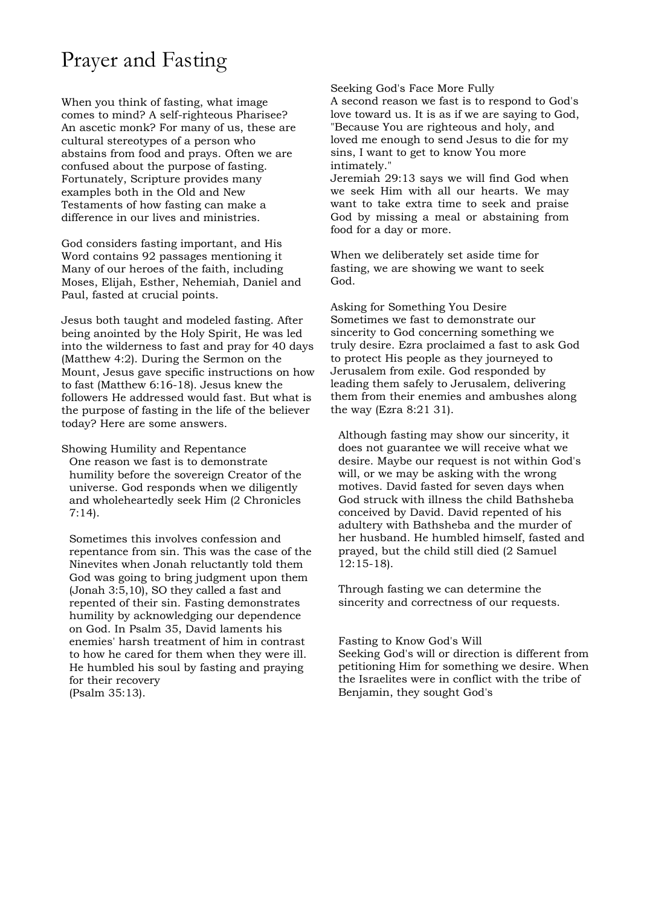# Prayer and Fasting

When you think of fasting, what image comes to mind? A self-righteous Pharisee? An ascetic monk? For many of us, these are cultural stereotypes of a person who abstains from food and prays. Often we are confused about the purpose of fasting. Fortunately, Scripture provides many examples both in the Old and New Testaments of how fasting can make a difference in our lives and ministries.

God considers fasting important, and His Word contains 92 passages mentioning it Many of our heroes of the faith, including Moses, Elijah, Esther, Nehemiah, Daniel and Paul, fasted at crucial points.

Jesus both taught and modeled fasting. After being anointed by the Holy Spirit, He was led into the wilderness to fast and pray for 40 days (Matthew 4:2). During the Sermon on the Mount, Jesus gave specific instructions on how to fast (Matthew 6:16-18). Jesus knew the followers He addressed would fast. But what is the purpose of fasting in the life of the believer today? Here are some answers.

### Showing Humility and Repentance

One reason we fast is to demonstrate humility before the sovereign Creator of the universe. God responds when we diligently and wholeheartedly seek Him (2 Chronicles 7:14).

Sometimes this involves confession and repentance from sin. This was the case of the Ninevites when Jonah reluctantly told them God was going to bring judgment upon them (Jonah 3:5,10), SO they called a fast and repented of their sin. Fasting demonstrates humility by acknowledging our dependence on God. In Psalm 35, David laments his enemies' harsh treatment of him in contrast to how he cared for them when they were ill. He humbled his soul by fasting and praying for their recovery (Psalm 35:13).

### Seeking God's Face More Fully

A second reason we fast is to respond to God's love toward us. It is as if we are saying to God, "Because You are righteous and holy, and loved me enough to send Jesus to die for my sins, I want to get to know You more intimately."

Jeremiah 29:13 says we will find God when we seek Him with all our hearts. We may want to take extra time to seek and praise God by missing a meal or abstaining from food for a day or more.

When we deliberately set aside time for fasting, we are showing we want to seek God.

### Asking for Something You Desire

Sometimes we fast to demonstrate our sincerity to God concerning something we truly desire. Ezra proclaimed a fast to ask God to protect His people as they journeyed to Jerusalem from exile. God responded by leading them safely to Jerusalem, delivering them from their enemies and ambushes along the way (Ezra 8:21 31).

Although fasting may show our sincerity, it does not guarantee we will receive what we desire. Maybe our request is not within God's will, or we may be asking with the wrong motives. David fasted for seven days when God struck with illness the child Bathsheba conceived by David. David repented of his adultery with Bathsheba and the murder of her husband. He humbled himself, fasted and prayed, but the child still died (2 Samuel 12:15-18).

Through fasting we can determine the sincerity and correctness of our requests.

### Fasting to Know God's Will

Seeking God's will or direction is different from petitioning Him for something we desire. When the Israelites were in conflict with the tribe of Benjamin, they sought God's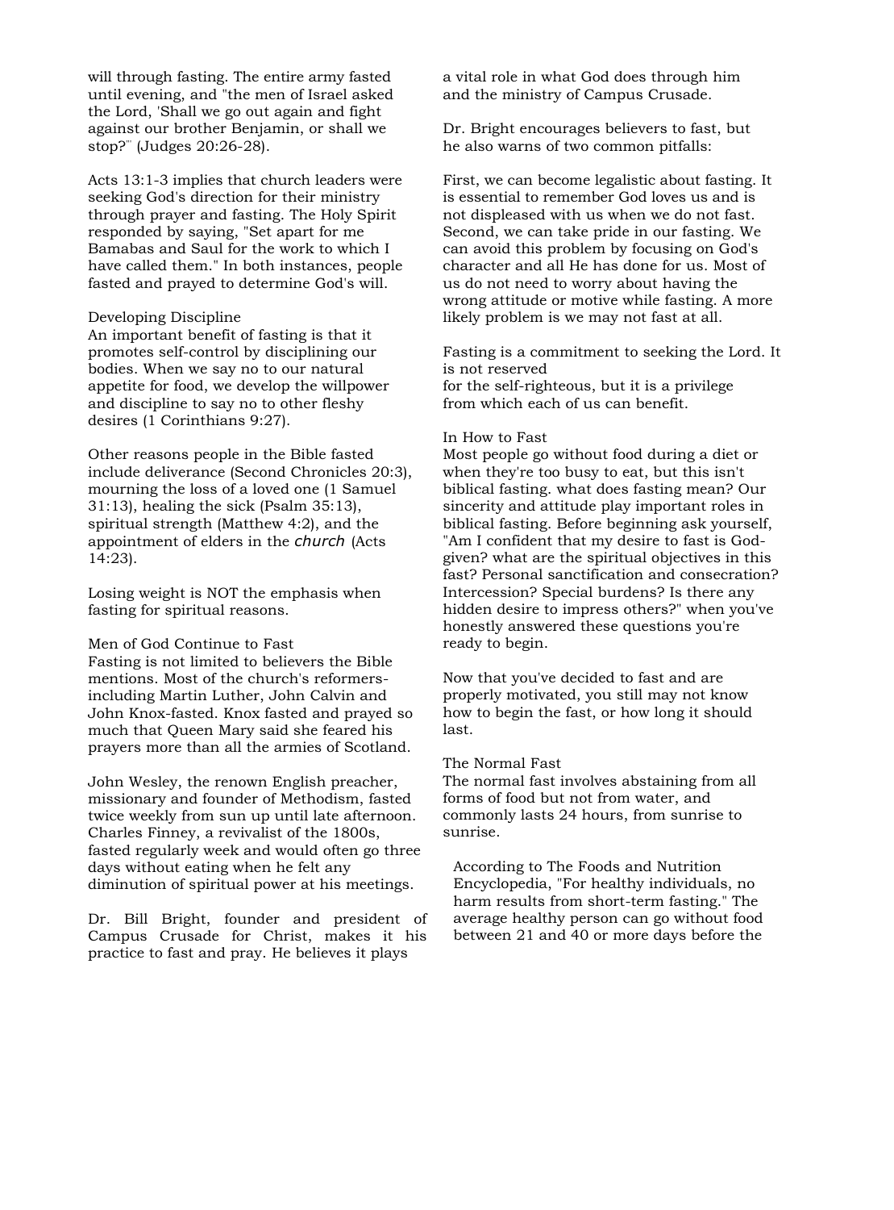will through fasting. The entire army fasted until evening, and "the men of Israel asked the Lord, 'Shall we go out again and fight against our brother Benjamin, or shall we stop?'" (Judges 20:26-28).

Acts 13:1-3 implies that church leaders were seeking God's direction for their ministry through prayer and fasting. The Holy Spirit responded by saying, "Set apart for me Bamabas and Saul for the work to which I have called them." In both instances, people fasted and prayed to determine God's will.

### Developing Discipline

An important benefit of fasting is that it promotes self-control by disciplining our bodies. When we say no to our natural appetite for food, we develop the willpower and discipline to say no to other fleshy desires (1 Corinthians 9:27).

Other reasons people in the Bible fasted include deliverance (Second Chronicles 20:3), mourning the loss of a loved one (1 Samuel 31:13), healing the sick (Psalm 35:13), spiritual strength (Matthew 4:2), and the appointment of elders in the *church* (Acts 14:23).

Losing weight is NOT the emphasis when fasting for spiritual reasons.

### Men of God Continue to Fast

Fasting is not limited to believers the Bible mentions. Most of the church's reformers- including Martin Luther, John Calvin and John Knox-fasted. Knox fasted and prayed so much that Queen Mary said she feared his prayers more than all the armies of Scotland.

John Wesley, the renown English preacher, missionary and founder of Methodism, fasted twice weekly from sun up until late afternoon. Charles Finney, a revivalist of the 1800s, fasted regularly week and would often go three days without eating when he felt any diminution of spiritual power at his meetings.

Dr. Bill Bright, founder and president of Campus Crusade for Christ, makes it his practice to fast and pray. He believes it plays a vital role in what God does through him and the ministry of Campus Crusade.

Dr. Bright encourages believers to fast, but he also warns of two common pitfalls:

First, we can become legalistic about fasting. It is essential to remember God loves us and is not displeased with us when we do not fast. Second, we can take pride in our fasting. We can avoid this problem by focusing on God's character and all He has done for us. Most of us do not need to worry about having the wrong attitude or motive while fasting. A more likely problem is we may not fast at all.

Fasting is a commitment to seeking the Lord. It is not reserved for the self-righteous, but it is a privilege from which each of us can benefit.

### In How to Fast

Most people go without food during a diet or when they're too busy to eat, but this isn't biblical fasting. what does fasting mean? Our sincerity and attitude play important roles in biblical fasting. Before beginning ask yourself, "Am I confident that my desire to fast is God-given? what are the spiritual objectives in this fast? Personal sanctification and consecration? Intercession? Special burdens? Is there any hidden desire to impress others?" when you've honestly answered these questions you're ready to begin.

Now that you've decided to fast and are properly motivated, you still may not know how to begin the fast, or how long it should last.

### The Normal Fast

The normal fast involves abstaining from all forms of food but not from water, and commonly lasts 24 hours, from sunrise to sunrise.

> According to The Foods and Nutrition Encyclopedia, "For healthy individuals, no harm results from short-term fasting." The average healthy person can go without food between 21 and 40 or more days before the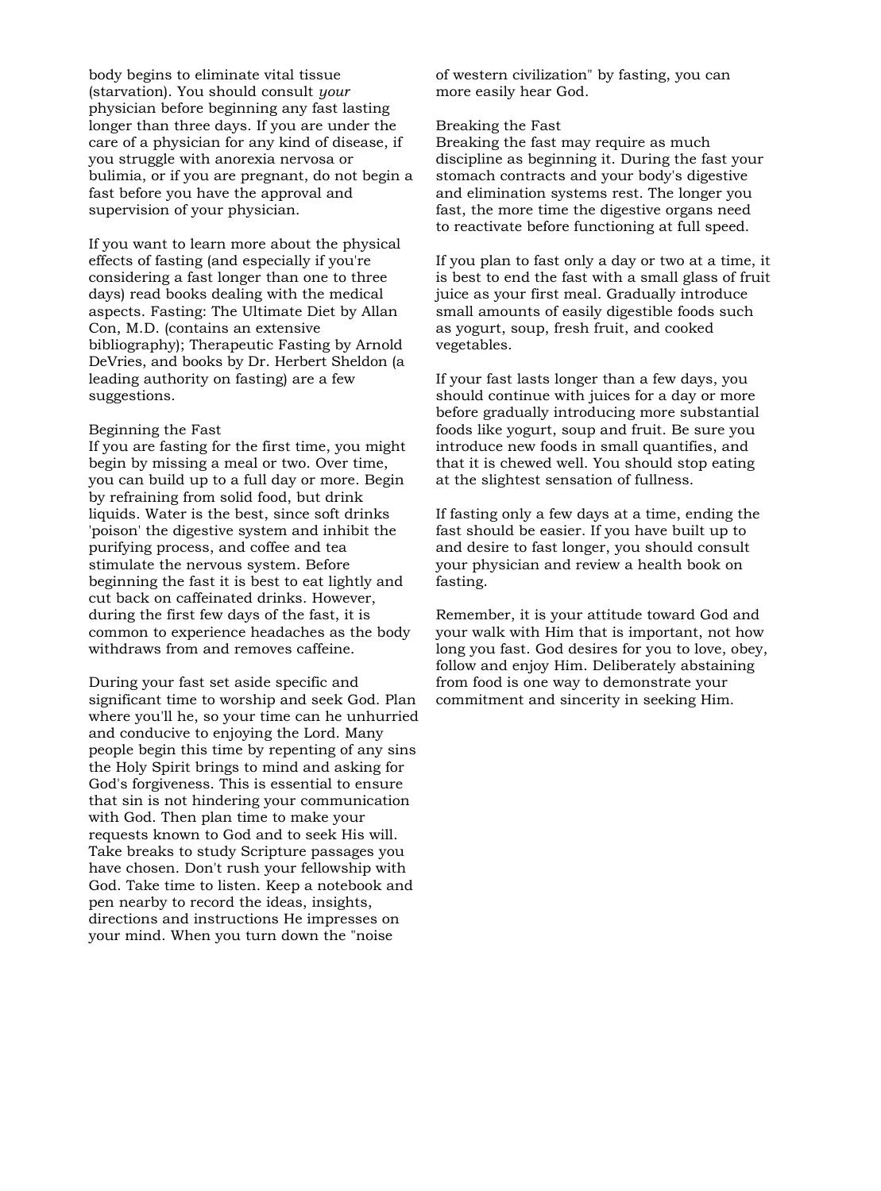body begins to eliminate vital tissue (starvation). You should consult *your* physician before beginning any fast lasting longer than three days. If you are under the care of a physician for any kind of disease, if you struggle with anorexia nervosa or bulimia, or if you are pregnant, do not begin a fast before you have the approval and supervision of your physician.

If you want to learn more about the physical effects of fasting (and especially if you're considering a fast longer than one to three days) read books dealing with the medical aspects. Fasting: The Ultimate Diet by Allan Con, M.D. (contains an extensive bibliography); Therapeutic Fasting by Arnold DeVries, and books by Dr. Herbert Sheldon (a leading authority on fasting) are a few suggestions.

## Beginning the Fast

If you are fasting for the first time, you might begin by missing a meal or two. Over time, you can build up to a full day or more. Begin by refraining from solid food, but drink liquids. Water is the best, since soft drinks 'poison' the digestive system and inhibit the purifying process, and coffee and tea stimulate the nervous system. Before beginning the fast it is best to eat lightly and cut back on caffeinated drinks. However, during the first few days of the fast, it is common to experience headaches as the body withdraws from and removes caffeine.

During your fast set aside specific and significant time to worship and seek God. Plan where you'll he, so your time can he unhurried and conducive to enjoying the Lord. Many people begin this time by repenting of any sins the Holy Spirit brings to mind and asking for God's forgiveness. This is essential to ensure that sin is not hindering your communication with God. Then plan time to make your requests known to God and to seek His will. Take breaks to study Scripture passages you have chosen. Don't rush your fellowship with God. Take time to listen. Keep a notebook and pen nearby to record the ideas, insights, directions and instructions He impresses on your mind. When you turn down the "noise of western civilization" by fasting, you can more easily hear God.

## Breaking the Fast

Breaking the fast may require as much discipline as beginning it. During the fast your stomach contracts and your body's digestive and elimination systems rest. The longer you fast, the more time the digestive organs need to reactivate before functioning at full speed.

If you plan to fast only a day or two at a time, it is best to end the fast with a small glass of fruit juice as your first meal. Gradually introduce small amounts of easily digestible foods such as yogurt, soup, fresh fruit, and cooked vegetables.

If your fast lasts longer than a few days, you should continue with juices for a day or more before gradually introducing more substantial foods like yogurt, soup and fruit. Be sure you introduce new foods in small quantifies, and that it is chewed well. You should stop eating at the slightest sensation of fullness.

If fasting only a few days at a time, ending the fast should be easier. If you have built up to and desire to fast longer, you should consult your physician and review a health book on fasting.

Remember, it is your attitude toward God and your walk with Him that is important, not how long you fast. God desires for you to love, obey, follow and enjoy Him. Deliberately abstaining from food is one way to demonstrate your commitment and sincerity in seeking Him.